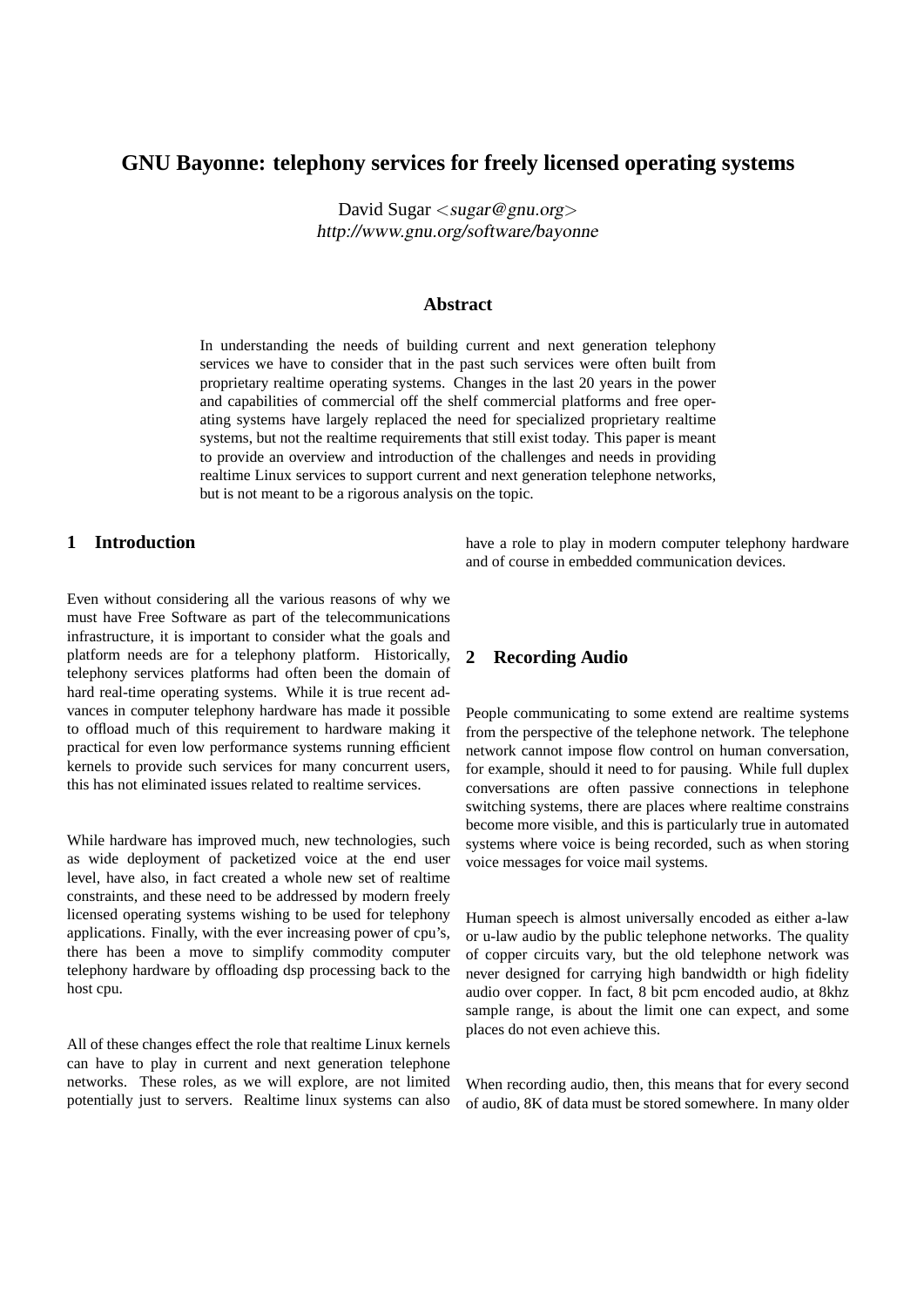# GNU Bayonne: telephony services for freely licensed operating systems

David Sugar <*sugar@gnu.org*>
*http://www.gnu.org/software/bayonne*

### Abstract

In understanding the needs of building current and next generation telephony services we have to consider that in the past such services were often built from proprietary realtime operating systems. Changes in the last 20 years in the power and capabilities of commercial off the shelf commercial platforms and free operating systems have largely replaced the need for specialized proprietary realtime systems, but not the realtime requirements that still exist today. This paper is meant to provide an overview and introduction of the challenges and needs in providing realtime Linux services to support current and next generation telephone networks, but is not meant to be a rigorous analysis on the topic.

## 1 Introduction

Even without considering all the various reasons of why we must have Free Software as part of the telecommunications infrastructure, it is important to consider what the goals and platform needs are for a telephony platform. Historically, telephony services platforms had often been the domain of hard real-time operating systems. While it is true recent advances in computer telephony hardware has made it possible to offload much of this requirement to hardware making it practical for even low performance systems running efficient kernels to provide such services for many concurrent users, this has not eliminated issues related to realtime services.

While hardware has improved much, new technologies, such as wide deployment of packetized voice at the end user level, have also, in fact created a whole new set of realtime constraints, and these need to be addressed by modern freely licensed operating systems wishing to be used for telephony applications. Finally, with the ever increasing power of cpu's, there has been a move to simplify commodity computer telephony hardware by offloading dsp processing back to the host cpu.

All of these changes effect the role that realtime Linux kernels can have to play in current and next generation telephone networks. These roles, as we will explore, are not limited potentially just to servers. Realtime linux systems can also have a role to play in modern computer telephony hardware and of course in embedded communication devices.

## 2 Recording Audio

People communicating to some extend are realtime systems from the perspective of the telephone network. The telephone network cannot impose flow control on human conversation, for example, should it need to for pausing. While full duplex conversations are often passive connections in telephone switching systems, there are places where realtime constrains become more visible, and this is particularly true in automated systems where voice is being recorded, such as when storing voice messages for voice mail systems.

Human speech is almost universally encoded as either a-law or u-law audio by the public telephone networks. The quality of copper circuits vary, but the old telephone network was never designed for carrying high bandwidth or high fidelity audio over copper. In fact, 8 bit pcm encoded audio, at 8khz sample range, is about the limit one can expect, and some places do not even achieve this.

When recording audio, then, this means that for every second of audio, 8K of data must be stored somewhere. In many older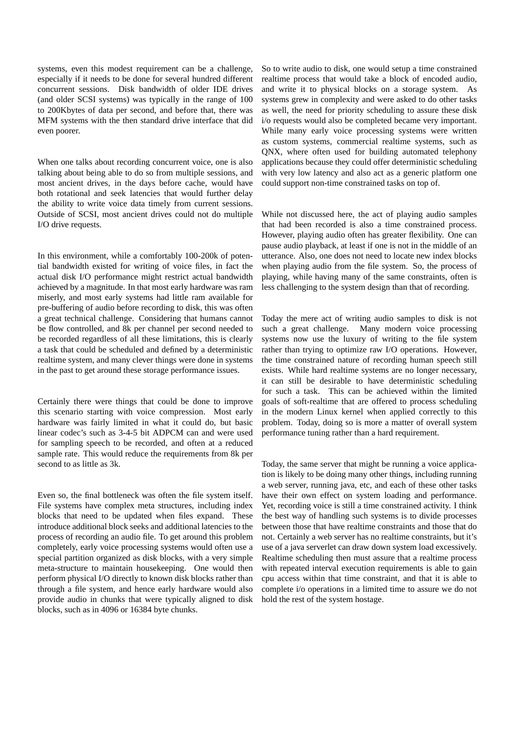systems, even this modest requirement can be a challenge, especially if it needs to be done for several hundred different concurrent sessions. Disk bandwidth of older IDE drives (and older SCSI systems) was typically in the range of 100 to 200Kbytes of data per second, and before that, there was MFM systems with the then standard drive interface that did even poorer.

When one talks about recording concurrent voice, one is also talking about being able to do so from multiple sessions, and most ancient drives, in the days before cache, would have both rotational and seek latencies that would further delay the ability to write voice data timely from current sessions. Outside of SCSI, most ancient drives could not do multiple I/O drive requests.

In this environment, while a comfortably 100-200k of potential bandwidth existed for writing of voice files, in fact the actual disk I/O performance might restrict actual bandwidth achieved by a magnitude. In that most early hardware was ram miserly, and most early systems had little ram available for pre-buffering of audio before recording to disk, this was often a great technical challenge. Considering that humans cannot be flow controlled, and 8k per channel per second needed to be recorded regardless of all these limitations, this is clearly a task that could be scheduled and defined by a deterministic realtime system, and many clever things were done in systems in the past to get around these storage performance issues.

Certainly there were things that could be done to improve this scenario starting with voice compression. Most early hardware was fairly limited in what it could do, but basic linear codec's such as 3-4-5 bit ADPCM can and were used for sampling speech to be recorded, and often at a reduced sample rate. This would reduce the requirements from 8k per second to as little as 3k.

Even so, the final bottleneck was often the file system itself. File systems have complex meta structures, including index blocks that need to be updated when files expand. These introduce additional block seeks and additional latencies to the process of recording an audio file. To get around this problem completely, early voice processing systems would often use a special partition organized as disk blocks, with a very simple meta-structure to maintain housekeeping. One would then perform physical I/O directly to known disk blocks rather than through a file system, and hence early hardware would also provide audio in chunks that were typically aligned to disk blocks, such as in 4096 or 16384 byte chunks.

So to write audio to disk, one would setup a time constrained realtime process that would take a block of encoded audio, and write it to physical blocks on a storage system. As systems grew in complexity and were asked to do other tasks as well, the need for priority scheduling to assure these disk i/o requests would also be completed became very important. While many early voice processing systems were written as custom systems, commercial realtime systems, such as QNX, where often used for building automated telephony applications because they could offer deterministic scheduling with very low latency and also act as a generic platform one could support non-time constrained tasks on top of.

While not discussed here, the act of playing audio samples that had been recorded is also a time constrained process. However, playing audio often has greater flexibility. One can pause audio playback, at least if one is not in the middle of an utterance. Also, one does not need to locate new index blocks when playing audio from the file system. So, the process of playing, while having many of the same constraints, often is less challenging to the system design than that of recording.

Today the mere act of writing audio samples to disk is not such a great challenge. Many modern voice processing systems now use the luxury of writing to the file system rather than trying to optimize raw I/O operations. However, the time constrained nature of recording human speech still exists. While hard realtime systems are no longer necessary, it can still be desirable to have deterministic scheduling for such a task. This can be achieved within the limited goals of soft-realtime that are offered to process scheduling in the modern Linux kernel when applied correctly to this problem. Today, doing so is more a matter of overall system performance tuning rather than a hard requirement.

Today, the same server that might be running a voice application is likely to be doing many other things, including running a web server, running java, etc, and each of these other tasks have their own effect on system loading and performance. Yet, recording voice is still a time constrained activity. I think the best way of handling such systems is to divide processes between those that have realtime constraints and those that do not. Certainly a web server has no realtime constraints, but it's use of a java serverlet can draw down system load excessively. Realtime scheduling then must assure that a realtime process with repeated interval execution requirements is able to gain cpu access within that time constraint, and that it is able to complete i/o operations in a limited time to assure we do not hold the rest of the system hostage.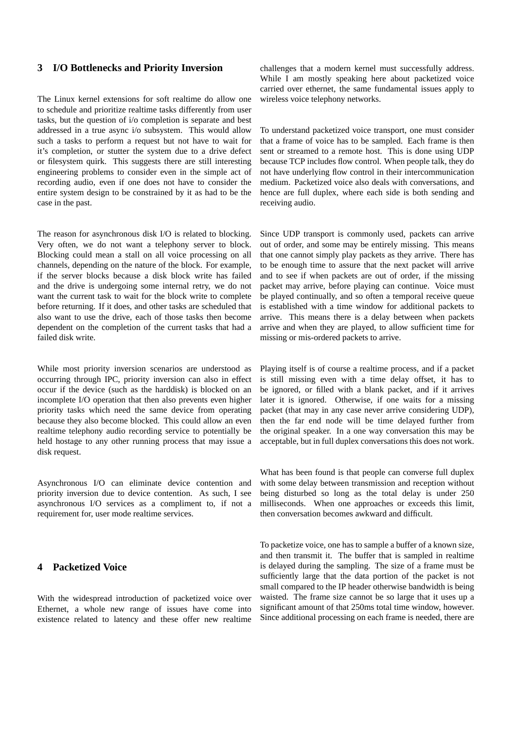## 3 I/O Bottlenecks and Priority Inversion

The Linux kernel extensions for soft realtime do allow one to schedule and prioritize realtime tasks differently from user tasks, but the question of i/o completion is separate and best addressed in a true async i/o subsystem. This would allow such a tasks to perform a request but not have to wait for it's completion, or stutter the system due to a drive defect or filesystem quirk. This suggests there are still interesting engineering problems to consider even in the simple act of recording audio, even if one does not have to consider the entire system design to be constrained by it as had to be the case in the past.

The reason for asynchronous disk I/O is related to blocking. Very often, we do not want a telephony server to block. Blocking could mean a stall on all voice processing on all channels, depending on the nature of the block. For example, if the server blocks because a disk block write has failed and the drive is undergoing some internal retry, we do not want the current task to wait for the block write to complete before returning. If it does, and other tasks are scheduled that also want to use the drive, each of those tasks then become dependent on the completion of the current tasks that had a failed disk write.

While most priority inversion scenarios are understood as occurring through IPC, priority inversion can also in effect occur if the device (such as the harddisk) is blocked on an incomplete I/O operation that then also prevents even higher priority tasks which need the same device from operating because they also become blocked. This could allow an even realtime telephony audio recording service to potentially be held hostage to any other running process that may issue a disk request.

Asynchronous I/O can eliminate device contention and priority inversion due to device contention. As such, I see asynchronous I/O services as a compliment to, if not a requirement for, user mode realtime services.

## 4 Packetized Voice

With the widespread introduction of packetized voice over Ethernet, a whole new range of issues have come into existence related to latency and these offer new realtime challenges that a modern kernel must successfully address. While I am mostly speaking here about packetized voice carried over ethernet, the same fundamental issues apply to wireless voice telephony networks.

To understand packetized voice transport, one must consider that a frame of voice has to be sampled. Each frame is then sent or streamed to a remote host. This is done using UDP because TCP includes flow control. When people talk, they do not have underlying flow control in their intercommunication medium. Packetized voice also deals with conversations, and hence are full duplex, where each side is both sending and receiving audio.

Since UDP transport is commonly used, packets can arrive out of order, and some may be entirely missing. This means that one cannot simply play packets as they arrive. There has to be enough time to assure that the next packet will arrive and to see if when packets are out of order, if the missing packet may arrive, before playing can continue. Voice must be played continually, and so often a temporal receive queue is established with a time window for additional packets to arrive. This means there is a delay between when packets arrive and when they are played, to allow sufficient time for missing or mis-ordered packets to arrive.

Playing itself is of course a realtime process, and if a packet is still missing even with a time delay offset, it has to be ignored, or filled with a blank packet, and if it arrives later it is ignored. Otherwise, if one waits for a missing packet (that may in any case never arrive considering UDP), then the far end node will be time delayed further from the original speaker. In a one way conversation this may be acceptable, but in full duplex conversations this does not work.

What has been found is that people can converse full duplex with some delay between transmission and reception without being disturbed so long as the total delay is under 250 milliseconds. When one approaches or exceeds this limit, then conversation becomes awkward and difficult.

To packetize voice, one has to sample a buffer of a known size, and then transmit it. The buffer that is sampled in realtime is delayed during the sampling. The size of a frame must be sufficiently large that the data portion of the packet is not small compared to the IP header otherwise bandwidth is being waisted. The frame size cannot be so large that it uses up a significant amount of that 250ms total time window, however. Since additional processing on each frame is needed, there are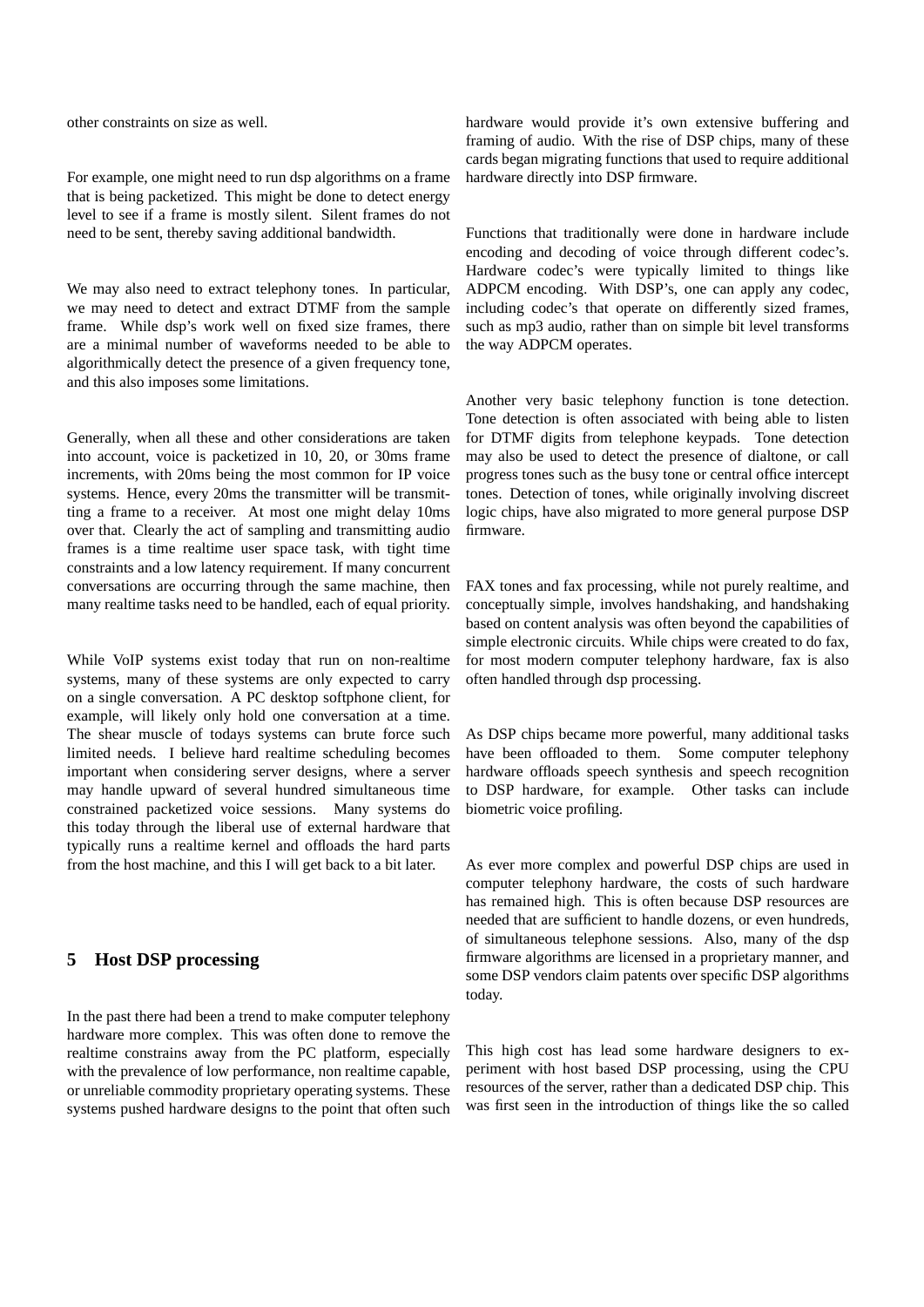other constraints on size as well.

For example, one might need to run dsp algorithms on a frame that is being packetized. This might be done to detect energy level to see if a frame is mostly silent. Silent frames do not need to be sent, thereby saving additional bandwidth.

We may also need to extract telephony tones. In particular, we may need to detect and extract DTMF from the sample frame. While dsp's work well on fixed size frames, there are a minimal number of waveforms needed to be able to algorithmically detect the presence of a given frequency tone, and this also imposes some limitations.

Generally, when all these and other considerations are taken into account, voice is packetized in 10, 20, or 30ms frame increments, with 20ms being the most common for IP voice systems. Hence, every 20ms the transmitter will be transmitting a frame to a receiver. At most one might delay 10ms over that. Clearly the act of sampling and transmitting audio frames is a time realtime user space task, with tight time constraints and a low latency requirement. If many concurrent conversations are occurring through the same machine, then many realtime tasks need to be handled, each of equal priority.

While VoIP systems exist today that run on non-realtime systems, many of these systems are only expected to carry on a single conversation. A PC desktop softphone client, for example, will likely only hold one conversation at a time. The shear muscle of todays systems can brute force such limited needs. I believe hard realtime scheduling becomes important when considering server designs, where a server may handle upward of several hundred simultaneous time constrained packetized voice sessions. Many systems do this today through the liberal use of external hardware that typically runs a realtime kernel and offloads the hard parts from the host machine, and this I will get back to a bit later.

## 5 Host DSP processing

In the past there had been a trend to make computer telephony hardware more complex. This was often done to remove the realtime constrains away from the PC platform, especially with the prevalence of low performance, non realtime capable, or unreliable commodity proprietary operating systems. These systems pushed hardware designs to the point that often such hardware would provide it's own extensive buffering and framing of audio. With the rise of DSP chips, many of these cards began migrating functions that used to require additional hardware directly into DSP firmware.

Functions that traditionally were done in hardware include encoding and decoding of voice through different codec's. Hardware codec's were typically limited to things like ADPCM encoding. With DSP's, one can apply any codec, including codec's that operate on differently sized frames, such as mp3 audio, rather than on simple bit level transforms the way ADPCM operates.

Another very basic telephony function is tone detection. Tone detection is often associated with being able to listen for DTMF digits from telephone keypads. Tone detection may also be used to detect the presence of dialtone, or call progress tones such as the busy tone or central office intercept tones. Detection of tones, while originally involving discreet logic chips, have also migrated to more general purpose DSP firmware.

FAX tones and fax processing, while not purely realtime, and conceptually simple, involves handshaking, and handshaking based on content analysis was often beyond the capabilities of simple electronic circuits. While chips were created to do fax, for most modern computer telephony hardware, fax is also often handled through dsp processing.

As DSP chips became more powerful, many additional tasks have been offloaded to them. Some computer telephony hardware offloads speech synthesis and speech recognition to DSP hardware, for example. Other tasks can include biometric voice profiling.

As ever more complex and powerful DSP chips are used in computer telephony hardware, the costs of such hardware has remained high. This is often because DSP resources are needed that are sufficient to handle dozens, or even hundreds, of simultaneous telephone sessions. Also, many of the dsp firmware algorithms are licensed in a proprietary manner, and some DSP vendors claim patents over specific DSP algorithms today.

This high cost has lead some hardware designers to experiment with host based DSP processing, using the CPU resources of the server, rather than a dedicated DSP chip. This was first seen in the introduction of things like the so called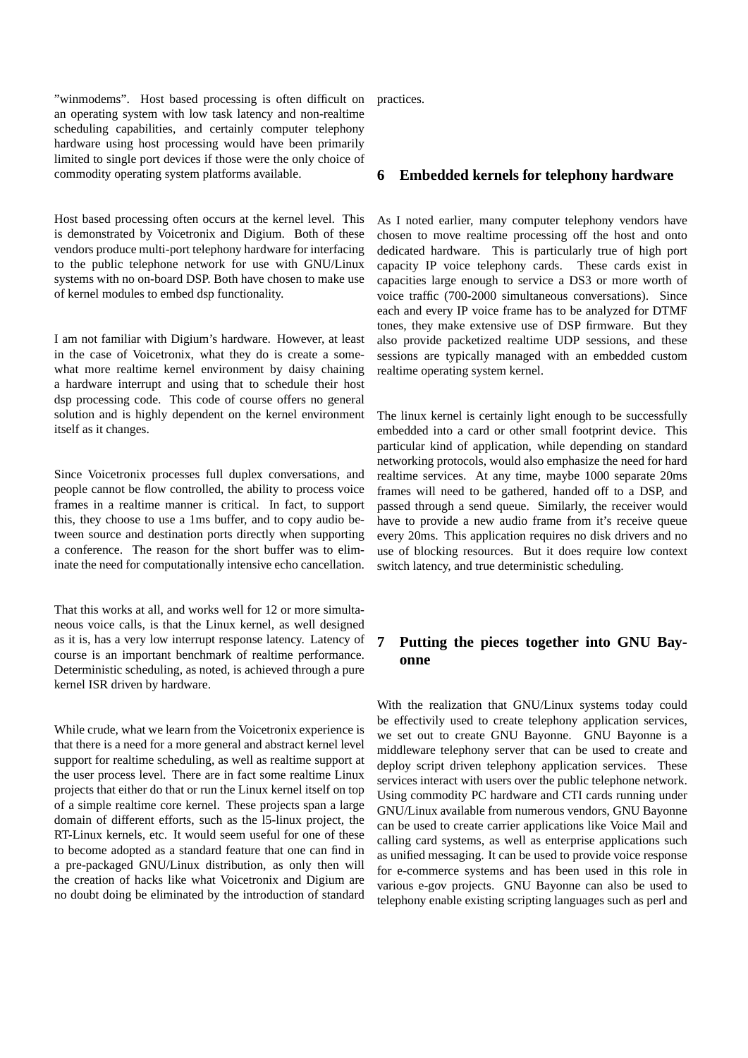”winmodems”. Host based processing is often difficult on an operating system with low task latency and non-realtime scheduling capabilities, and certainly computer telephony hardware using host processing would have been primarily limited to single port devices if those were the only choice of commodity operating system platforms available.

Host based processing often occurs at the kernel level. This is demonstrated by Voicetronix and Digium. Both of these vendors produce multi-port telephony hardware for interfacing to the public telephone network for use with GNU/Linux systems with no on-board DSP. Both have chosen to make use of kernel modules to embed dsp functionality.

I am not familiar with Digium's hardware. However, at least in the case of Voicetronix, what they do is create a somewhat more realtime kernel environment by daisy chaining a hardware interrupt and using that to schedule their host dsp processing code. This code of course offers no general solution and is highly dependent on the kernel environment itself as it changes.

Since Voicetronix processes full duplex conversations, and people cannot be flow controlled, the ability to process voice frames in a realtime manner is critical. In fact, to support this, they choose to use a 1ms buffer, and to copy audio between source and destination ports directly when supporting a conference. The reason for the short buffer was to eliminate the need for computationally intensive echo cancellation.

That this works at all, and works well for 12 or more simultaneous voice calls, is that the Linux kernel, as well designed as it is, has a very low interrupt response latency. Latency of course is an important benchmark of realtime performance. Deterministic scheduling, as noted, is achieved through a pure kernel ISR driven by hardware.

While crude, what we learn from the Voicetronix experience is that there is a need for a more general and abstract kernel level support for realtime scheduling, as well as realtime support at the user process level. There are in fact some realtime Linux projects that either do that or run the Linux kernel itself on top of a simple realtime core kernel. These projects span a large domain of different efforts, such as the l5-linux project, the RT-Linux kernels, etc. It would seem useful for one of these to become adopted as a standard feature that one can find in a pre-packaged GNU/Linux distribution, as only then will the creation of hacks like what Voicetronix and Digium are no doubt doing be eliminated by the introduction of standard practices.

## 6 Embedded kernels for telephony hardware

As I noted earlier, many computer telephony vendors have chosen to move realtime processing off the host and onto dedicated hardware. This is particularly true of high port capacity IP voice telephony cards. These cards exist in capacities large enough to service a DS3 or more worth of voice traffic (700-2000 simultaneous conversations). Since each and every IP voice frame has to be analyzed for DTMF tones, they make extensive use of DSP firmware. But they also provide packetized realtime UDP sessions, and these sessions are typically managed with an embedded custom realtime operating system kernel.

The linux kernel is certainly light enough to be successfully embedded into a card or other small footprint device. This particular kind of application, while depending on standard networking protocols, would also emphasize the need for hard realtime services. At any time, maybe 1000 separate 20ms frames will need to be gathered, handed off to a DSP, and passed through a send queue. Similarly, the receiver would have to provide a new audio frame from it's receive queue every 20ms. This application requires no disk drivers and no use of blocking resources. But it does require low context switch latency, and true deterministic scheduling.

## 7 Putting the pieces together into GNU Bayonne

With the realization that GNU/Linux systems today could be effectivily used to create telephony application services, we set out to create GNU Bayonne. GNU Bayonne is a middleware telephony server that can be used to create and deploy script driven telephony application services. These services interact with users over the public telephone network. Using commodity PC hardware and CTI cards running under GNU/Linux available from numerous vendors, GNU Bayonne can be used to create carrier applications like Voice Mail and calling card systems, as well as enterprise applications such as unified messaging. It can be used to provide voice response for e-commerce systems and has been used in this role in various e-gov projects. GNU Bayonne can also be used to telephony enable existing scripting languages such as perl and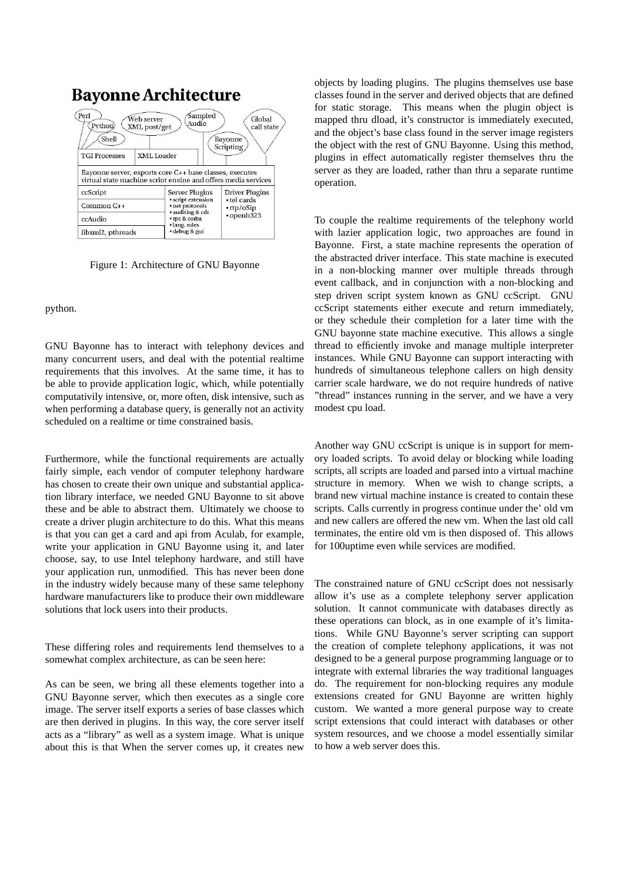Figure 1: Architecture of GNU Bayonne

python.

GNU Bayonne has to interact with telephony devices and many concurrent users, and deal with the potential realtime requirements that this involves. At the same time, it has to be able to provide application logic, which, while potentially computativily intensive, or, more often, disk intensive, such as when performing a database query, is generally not an activity scheduled on a realtime or time constrained basis.

Furthermore, while the functional requirements are actually fairly simple, each vendor of computer telephony hardware has chosen to create their own unique and substantial application library interface, we needed GNU Bayonne to sit above these and be able to abstract them. Ultimately we choose to create a driver plugin architecture to do this. What this means is that you can get a card and api from Aculab, for example, write your application in GNU Bayonne using it, and later choose, say, to use Intel telephony hardware, and still have your application run, unmodified. This has never been done in the industry widely because many of these same telephony hardware manufacturers like to produce their own middleware solutions that lock users into their products.

These differing roles and requirements lend themselves to a somewhat complex architecture, as can be seen here:

As can be seen, we bring all these elements together into a GNU Bayonne server, which then executes as a single core image. The server itself exports a series of base classes which are then derived in plugins. In this way, the core server itself acts as a "library" as well as a system image. What is unique about this is that When the server comes up, it creates new objects by loading plugins. The plugins themselves use base classes found in the server and derived objects that are defined for static storage. This means when the plugin object is mapped thru dload, it's constructor is immediately executed, and the object's base class found in the server image registers the object with the rest of GNU Bayonne. Using this method, plugins in effect automatically register themselves thru the server as they are loaded, rather than thru a separate runtime operation.

To couple the realtime requirements of the telephony world with lazier application logic, two approaches are found in Bayonne. First, a state machine represents the operation of the abstracted driver interface. This state machine is executed in a non-blocking manner over multiple threads through event callback, and in conjunction with a non-blocking and step driven script system known as GNU ccScript. GNU ccScript statements either execute and return immediately, or they schedule their completion for a later time with the GNU bayonne state machine executive. This allows a single thread to efficiently invoke and manage multiple interpreter instances. While GNU Bayonne can support interacting with hundreds of simultaneous telephone callers on high density carrier scale hardware, we do not require hundreds of native "thread" instances running in the server, and we have a very modest cpu load.

Another way GNU ccScript is unique is in support for memory loaded scripts. To avoid delay or blocking while loading scripts, all scripts are loaded and parsed into a virtual machine structure in memory. When we wish to change scripts, a brand new virtual machine instance is created to contain these scripts. Calls currently in progress continue under the' old vm and new callers are offered the new vm. When the last old call terminates, the entire old vm is then disposed of. This allows for 100uptime even while services are modified.

The constrained nature of GNU ccScript does not nessisarly allow it's use as a complete telephony server application solution. It cannot communicate with databases directly as these operations can block, as in one example of it's limitations. While GNU Bayonne's server scripting can support the creation of complete telephony applications, it was not designed to be a general purpose programming language or to integrate with external libraries the way traditional languages do. The requirement for non-blocking requires any module extensions created for GNU Bayonne are written highly custom. We wanted a more general purpose way to create script extensions that could interact with databases or other system resources, and we choose a model essentially similar to how a web server does this.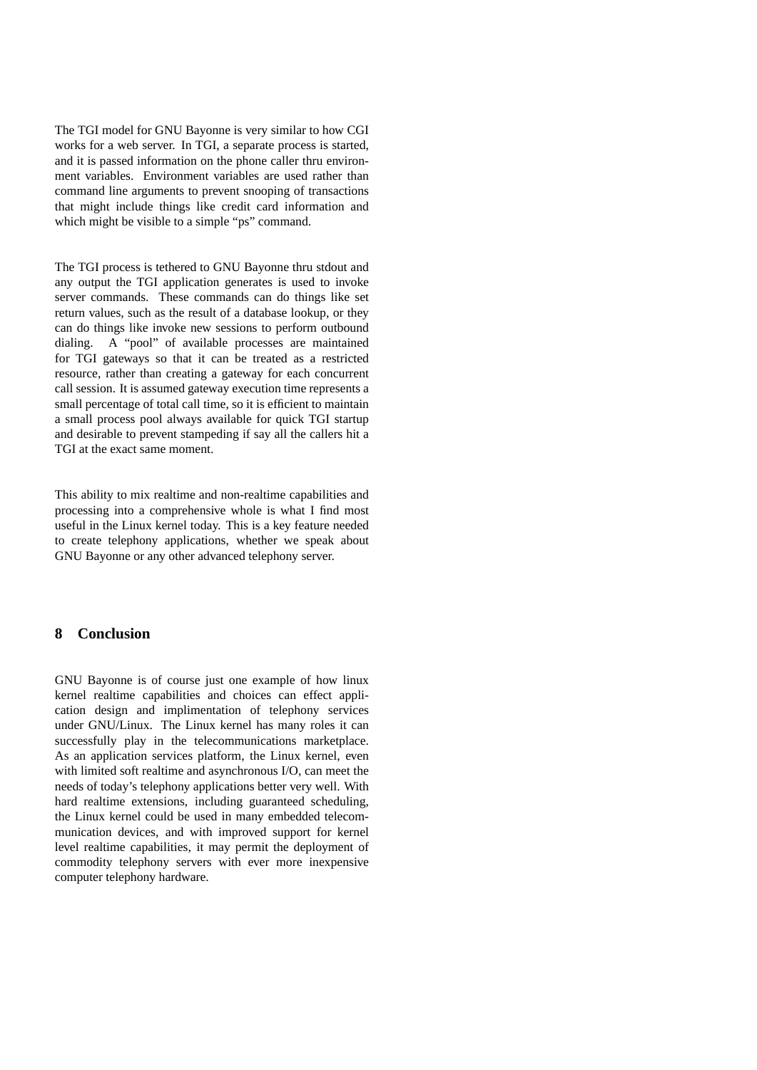The TGI model for GNU Bayonne is very similar to how CGI works for a web server. In TGI, a separate process is started, and it is passed information on the phone caller thru environment variables. Environment variables are used rather than command line arguments to prevent snooping of transactions that might include things like credit card information and which might be visible to a simple "ps" command.

The TGI process is tethered to GNU Bayonne thru stdout and any output the TGI application generates is used to invoke server commands. These commands can do things like set return values, such as the result of a database lookup, or they can do things like invoke new sessions to perform outbound dialing. A "pool" of available processes are maintained for TGI gateways so that it can be treated as a restricted resource, rather than creating a gateway for each concurrent call session. It is assumed gateway execution time represents a small percentage of total call time, so it is efficient to maintain a small process pool always available for quick TGI startup and desirable to prevent stampeding if say all the callers hit a TGI at the exact same moment.

This ability to mix realtime and non-realtime capabilities and processing into a comprehensive whole is what I find most useful in the Linux kernel today. This is a key feature needed to create telephony applications, whether we speak about GNU Bayonne or any other advanced telephony server.

## 8 Conclusion

GNU Bayonne is of course just one example of how linux kernel realtime capabilities and choices can effect application design and implimentation of telephony services under GNU/Linux. The Linux kernel has many roles it can successfully play in the telecommunications marketplace. As an application services platform, the Linux kernel, even with limited soft realtime and asynchronous I/O, can meet the needs of today's telephony applications better very well. With hard realtime extensions, including guaranteed scheduling, the Linux kernel could be used in many embedded telecommunication devices, and with improved support for kernel level realtime capabilities, it may permit the deployment of commodity telephony servers with ever more inexpensive computer telephony hardware.